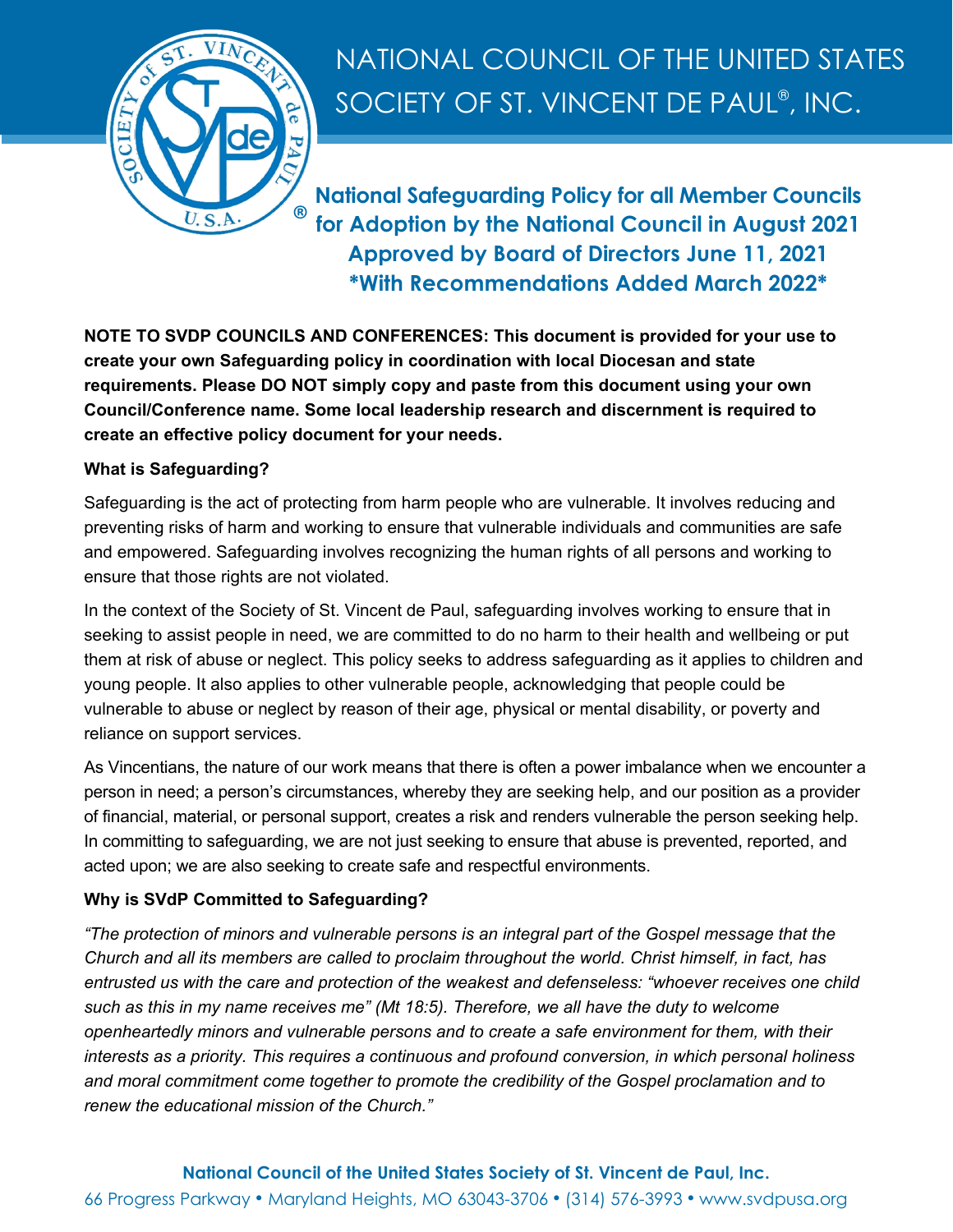# NATIONAL COUNCIL OF THE UNITED STATES SOCIETY OF ST. VINCENT DE PAUL®, INC.

## National Safeguarding Policy for all Member Councils for Adoption by the National Council in August 2021
## Approved by Board of Directors June 11, 2021
## *With Recommendations Added March 2022*

**NOTE TO SVDP COUNCILS AND CONFERENCES: This document is provided for your use to create your own Safeguarding policy in coordination with local Diocesan and state requirements. Please DO NOT simply copy and paste from this document using your own Council/Conference name. Some local leadership research and discernment is required to create an effective policy document for your needs.**

**What is Safeguarding?**

Safeguarding is the act of protecting from harm people who are vulnerable. It involves reducing and preventing risks of harm and working to ensure that vulnerable individuals and communities are safe and empowered. Safeguarding involves recognizing the human rights of all persons and working to ensure that those rights are not violated.

In the context of the Society of St. Vincent de Paul, safeguarding involves working to ensure that in seeking to assist people in need, we are committed to do no harm to their health and wellbeing or put them at risk of abuse or neglect. This policy seeks to address safeguarding as it applies to children and young people. It also applies to other vulnerable people, acknowledging that people could be vulnerable to abuse or neglect by reason of their age, physical or mental disability, or poverty and reliance on support services.

As Vincentians, the nature of our work means that there is often a power imbalance when we encounter a person in need; a person's circumstances, whereby they are seeking help, and our position as a provider of financial, material, or personal support, creates a risk and renders vulnerable the person seeking help. In committing to safeguarding, we are not just seeking to ensure that abuse is prevented, reported, and acted upon; we are also seeking to create safe and respectful environments.

**Why is SVdP Committed to Safeguarding?**

*"The protection of minors and vulnerable persons is an integral part of the Gospel message that the Church and all its members are called to proclaim throughout the world. Christ himself, in fact, has entrusted us with the care and protection of the weakest and defenseless: "whoever receives one child such as this in my name receives me" (Mt 18:5). Therefore, we all have the duty to welcome openheartedly minors and vulnerable persons and to create a safe environment for them, with their interests as a priority. This requires a continuous and profound conversion, in which personal holiness and moral commitment come together to promote the credibility of the Gospel proclamation and to renew the educational mission of the Church."*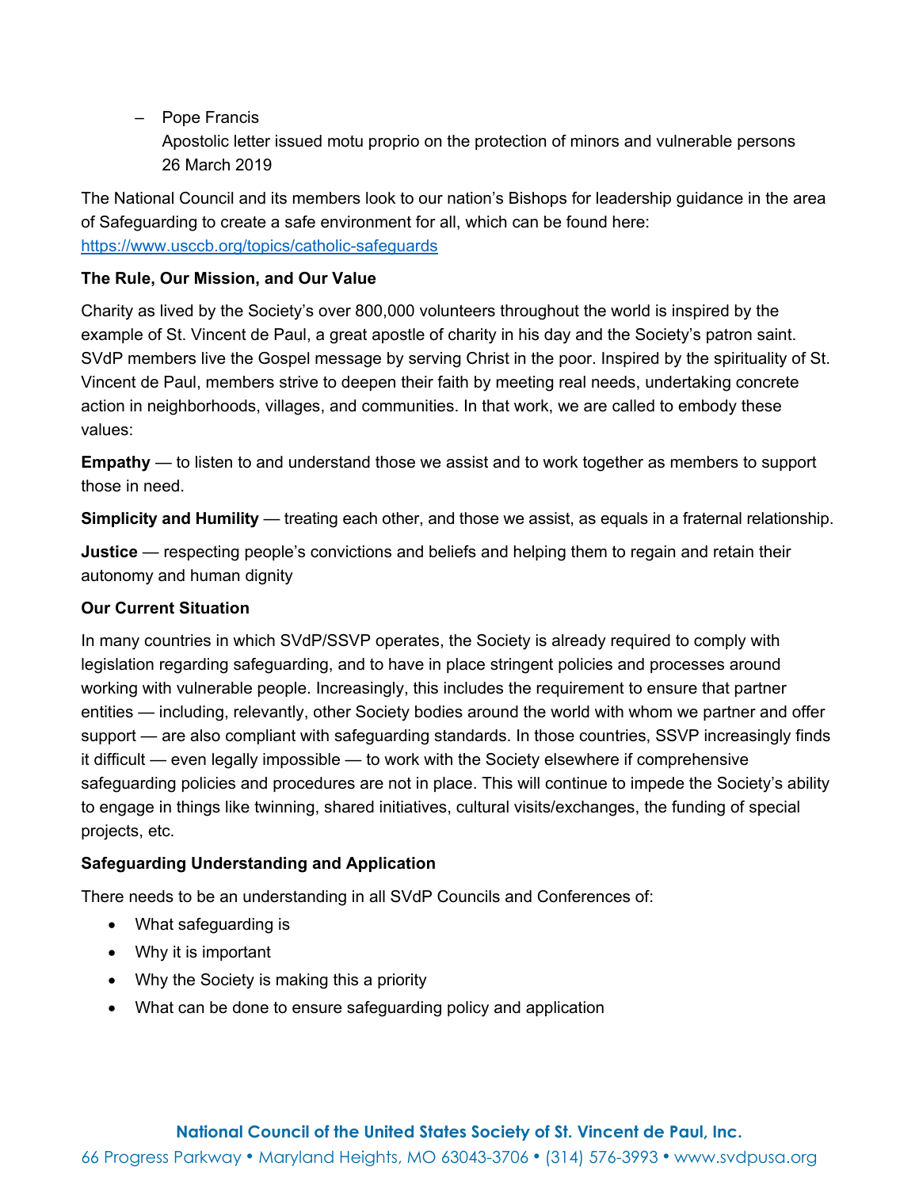– Pope Francis
  Apostolic letter issued motu proprio on the protection of minors and vulnerable persons
  26 March 2019

The National Council and its members look to our nation's Bishops for leadership guidance in the area of Safeguarding to create a safe environment for all, which can be found here: https://www.usccb.org/topics/catholic-safeguards

**The Rule, Our Mission, and Our Value**

Charity as lived by the Society's over 800,000 volunteers throughout the world is inspired by the example of St. Vincent de Paul, a great apostle of charity in his day and the Society's patron saint. SVdP members live the Gospel message by serving Christ in the poor. Inspired by the spirituality of St. Vincent de Paul, members strive to deepen their faith by meeting real needs, undertaking concrete action in neighborhoods, villages, and communities. In that work, we are called to embody these values:

**Empathy** — to listen to and understand those we assist and to work together as members to support those in need.

**Simplicity and Humility** — treating each other, and those we assist, as equals in a fraternal relationship.

**Justice** — respecting people's convictions and beliefs and helping them to regain and retain their autonomy and human dignity

**Our Current Situation**

In many countries in which SVdP/SSVP operates, the Society is already required to comply with legislation regarding safeguarding, and to have in place stringent policies and processes around working with vulnerable people. Increasingly, this includes the requirement to ensure that partner entities — including, relevantly, other Society bodies around the world with whom we partner and offer support — are also compliant with safeguarding standards. In those countries, SSVP increasingly finds it difficult — even legally impossible — to work with the Society elsewhere if comprehensive safeguarding policies and procedures are not in place. This will continue to impede the Society's ability to engage in things like twinning, shared initiatives, cultural visits/exchanges, the funding of special projects, etc.

**Safeguarding Understanding and Application**

There needs to be an understanding in all SVdP Councils and Conferences of:

- What safeguarding is
- Why it is important
- Why the Society is making this a priority
- What can be done to ensure safeguarding policy and application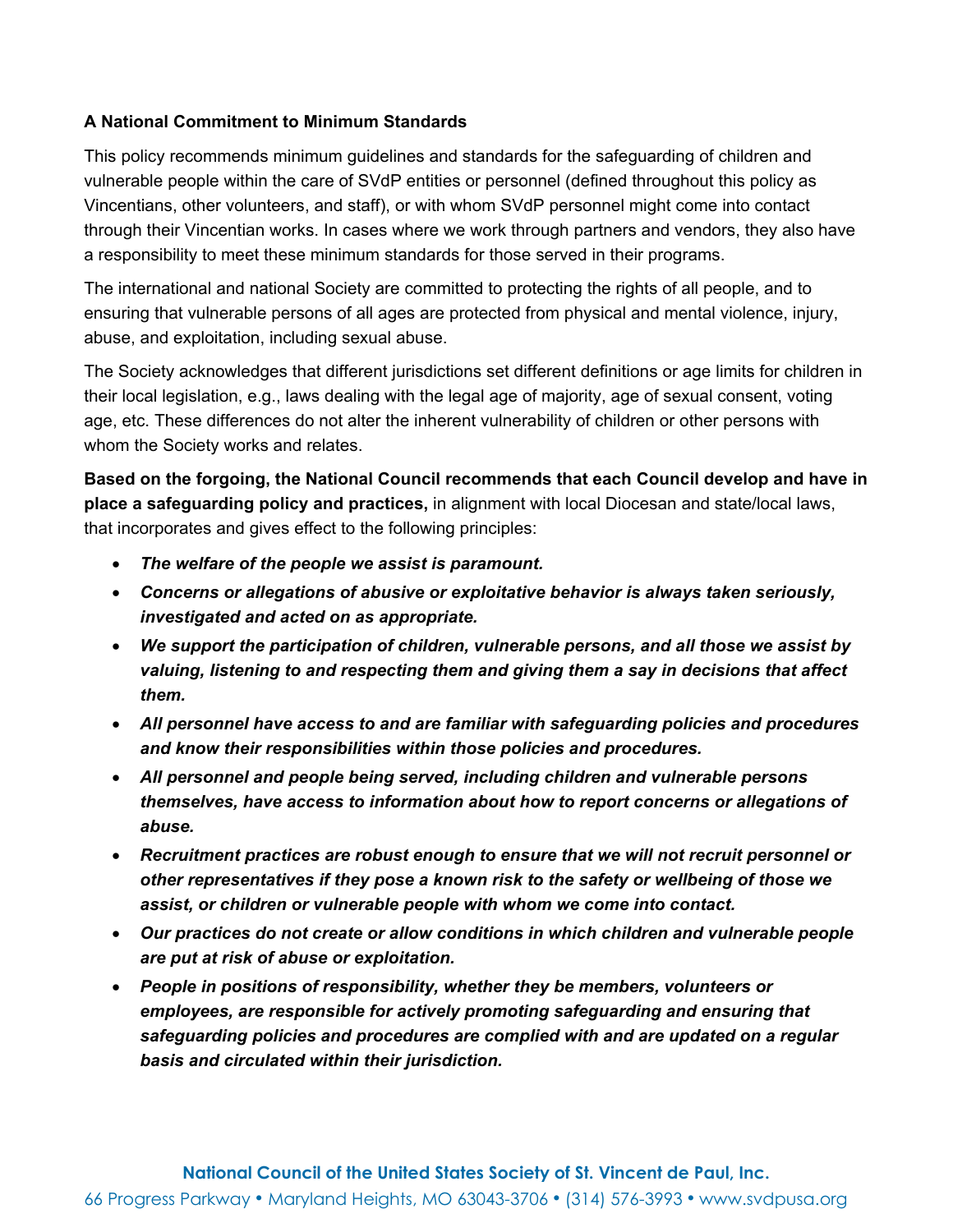**A National Commitment to Minimum Standards**

This policy recommends minimum guidelines and standards for the safeguarding of children and vulnerable people within the care of SVdP entities or personnel (defined throughout this policy as Vincentians, other volunteers, and staff), or with whom SVdP personnel might come into contact through their Vincentian works. In cases where we work through partners and vendors, they also have a responsibility to meet these minimum standards for those served in their programs.

The international and national Society are committed to protecting the rights of all people, and to ensuring that vulnerable persons of all ages are protected from physical and mental violence, injury, abuse, and exploitation, including sexual abuse.

The Society acknowledges that different jurisdictions set different definitions or age limits for children in their local legislation, e.g., laws dealing with the legal age of majority, age of sexual consent, voting age, etc. These differences do not alter the inherent vulnerability of children or other persons with whom the Society works and relates.

**Based on the forgoing, the National Council recommends that each Council develop and have in place a safeguarding policy and practices,** in alignment with local Diocesan and state/local laws, that incorporates and gives effect to the following principles:

- ***The welfare of the people we assist is paramount.***
- ***Concerns or allegations of abusive or exploitative behavior is always taken seriously, investigated and acted on as appropriate.***
- ***We support the participation of children, vulnerable persons, and all those we assist by valuing, listening to and respecting them and giving them a say in decisions that affect them.***
- ***All personnel have access to and are familiar with safeguarding policies and procedures and know their responsibilities within those policies and procedures.***
- ***All personnel and people being served, including children and vulnerable persons themselves, have access to information about how to report concerns or allegations of abuse.***
- ***Recruitment practices are robust enough to ensure that we will not recruit personnel or other representatives if they pose a known risk to the safety or wellbeing of those we assist, or children or vulnerable people with whom we come into contact.***
- ***Our practices do not create or allow conditions in which children and vulnerable people are put at risk of abuse or exploitation.***
- ***People in positions of responsibility, whether they be members, volunteers or employees, are responsible for actively promoting safeguarding and ensuring that safeguarding policies and procedures are complied with and are updated on a regular basis and circulated within their jurisdiction.***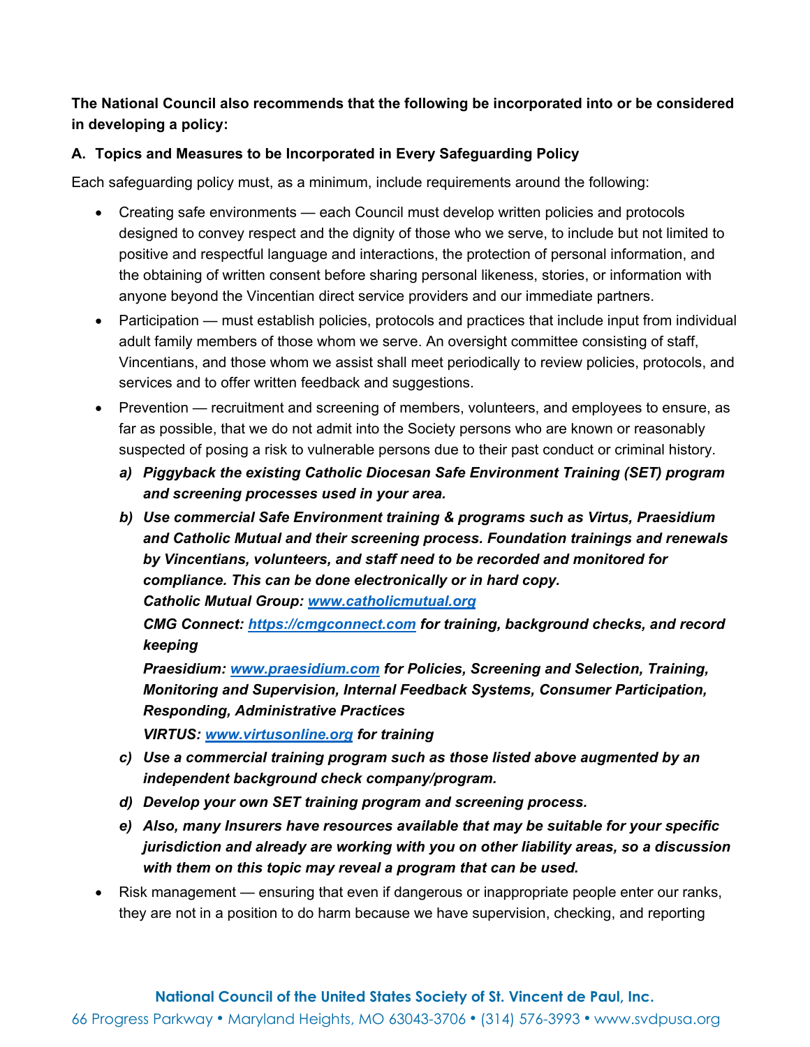**The National Council also recommends that the following be incorporated into or be considered in developing a policy:**

### A. Topics and Measures to be Incorporated in Every Safeguarding Policy

Each safeguarding policy must, as a minimum, include requirements around the following:

- Creating safe environments — each Council must develop written policies and protocols designed to convey respect and the dignity of those who we serve, to include but not limited to positive and respectful language and interactions, the protection of personal information, and the obtaining of written consent before sharing personal likeness, stories, or information with anyone beyond the Vincentian direct service providers and our immediate partners.
- Participation — must establish policies, protocols and practices that include input from individual adult family members of those whom we serve. An oversight committee consisting of staff, Vincentians, and those whom we assist shall meet periodically to review policies, protocols, and services and to offer written feedback and suggestions.
- Prevention — recruitment and screening of members, volunteers, and employees to ensure, as far as possible, that we do not admit into the Society persons who are known or reasonably suspected of posing a risk to vulnerable persons due to their past conduct or criminal history.
  - ***a) Piggyback the existing Catholic Diocesan Safe Environment Training (SET) program and screening processes used in your area.***
  - ***b) Use commercial Safe Environment training & programs such as Virtus, Praesidium and Catholic Mutual and their screening process. Foundation trainings and renewals by Vincentians, volunteers, and staff need to be recorded and monitored for compliance. This can be done electronically or in hard copy.***
    ***Catholic Mutual Group: [www.catholicmutual.org](http://www.catholicmutual.org)***
    ***CMG Connect: [https://cmgconnect.com](https://cmgconnect.com) for training, background checks, and record keeping***
    ***Praesidium: [www.praesidium.com](http://www.praesidium.com) for Policies, Screening and Selection, Training, Monitoring and Supervision, Internal Feedback Systems, Consumer Participation, Responding, Administrative Practices***
    ***VIRTUS: [www.virtusonline.org](http://www.virtusonline.org) for training***
  - ***c) Use a commercial training program such as those listed above augmented by an independent background check company/program.***
  - ***d) Develop your own SET training program and screening process.***
  - ***e) Also, many Insurers have resources available that may be suitable for your specific jurisdiction and already are working with you on other liability areas, so a discussion with them on this topic may reveal a program that can be used.***
- Risk management — ensuring that even if dangerous or inappropriate people enter our ranks, they are not in a position to do harm because we have supervision, checking, and reporting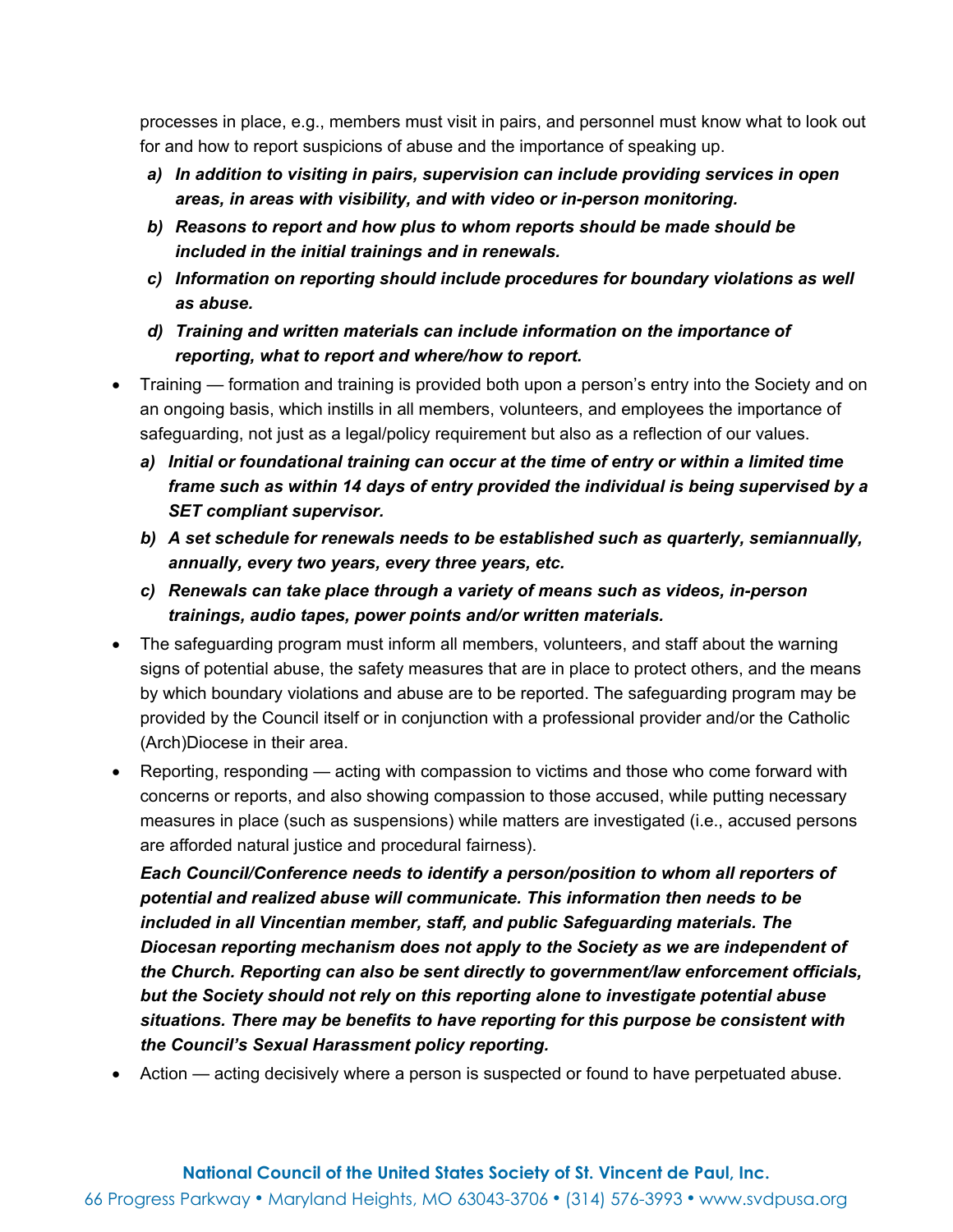processes in place, e.g., members must visit in pairs, and personnel must know what to look out for and how to report suspicions of abuse and the importance of speaking up.

   a) ***In addition to visiting in pairs, supervision can include providing services in open areas, in areas with visibility, and with video or in-person monitoring.***
   b) ***Reasons to report and how plus to whom reports should be made should be included in the initial trainings and in renewals.***
   c) ***Information on reporting should include procedures for boundary violations as well as abuse.***
   d) ***Training and written materials can include information on the importance of reporting, what to report and where/how to report.***

- Training — formation and training is provided both upon a person's entry into the Society and on an ongoing basis, which instills in all members, volunteers, and employees the importance of safeguarding, not just as a legal/policy requirement but also as a reflection of our values.
   a) ***Initial or foundational training can occur at the time of entry or within a limited time frame such as within 14 days of entry provided the individual is being supervised by a SET compliant supervisor.***
   b) ***A set schedule for renewals needs to be established such as quarterly, semiannually, annually, every two years, every three years, etc.***
   c) ***Renewals can take place through a variety of means such as videos, in-person trainings, audio tapes, power points and/or written materials.***
- The safeguarding program must inform all members, volunteers, and staff about the warning signs of potential abuse, the safety measures that are in place to protect others, and the means by which boundary violations and abuse are to be reported. The safeguarding program may be provided by the Council itself or in conjunction with a professional provider and/or the Catholic (Arch)Diocese in their area.
- Reporting, responding — acting with compassion to victims and those who come forward with concerns or reports, and also showing compassion to those accused, while putting necessary measures in place (such as suspensions) while matters are investigated (i.e., accused persons are afforded natural justice and procedural fairness).

  ***Each Council/Conference needs to identify a person/position to whom all reporters of potential and realized abuse will communicate. This information then needs to be included in all Vincentian member, staff, and public Safeguarding materials. The Diocesan reporting mechanism does not apply to the Society as we are independent of the Church. Reporting can also be sent directly to government/law enforcement officials, but the Society should not rely on this reporting alone to investigate potential abuse situations. There may be benefits to have reporting for this purpose be consistent with the Council's Sexual Harassment policy reporting.***
- Action — acting decisively where a person is suspected or found to have perpetuated abuse.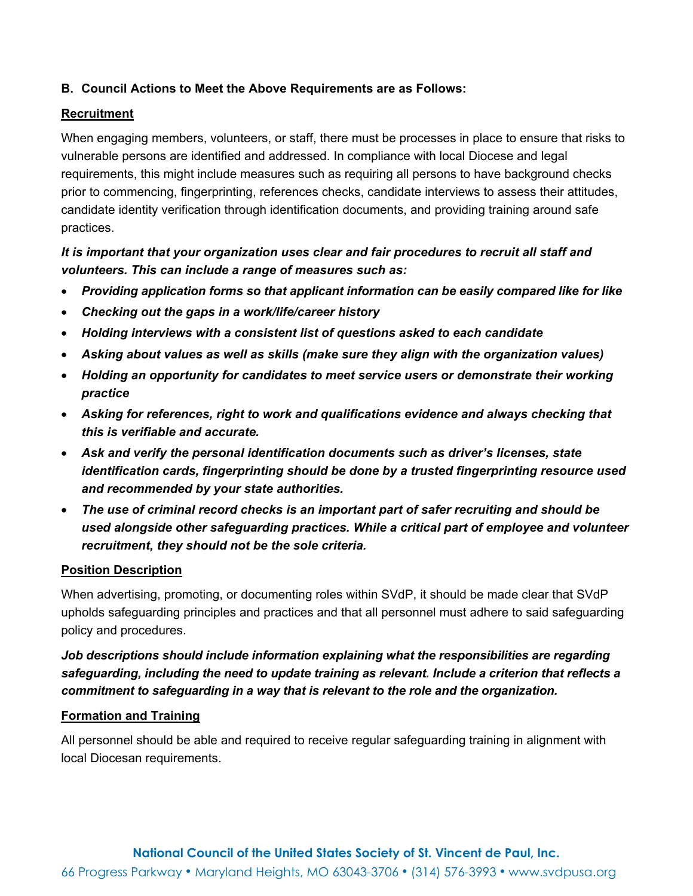**B. Council Actions to Meet the Above Requirements are as Follows:**

**Recruitment**

When engaging members, volunteers, or staff, there must be processes in place to ensure that risks to vulnerable persons are identified and addressed. In compliance with local Diocese and legal requirements, this might include measures such as requiring all persons to have background checks prior to commencing, fingerprinting, references checks, candidate interviews to assess their attitudes, candidate identity verification through identification documents, and providing training around safe practices.

***It is important that your organization uses clear and fair procedures to recruit all staff and volunteers. This can include a range of measures such as:***

- ***Providing application forms so that applicant information can be easily compared like for like***
- ***Checking out the gaps in a work/life/career history***
- ***Holding interviews with a consistent list of questions asked to each candidate***
- ***Asking about values as well as skills (make sure they align with the organization values)***
- ***Holding an opportunity for candidates to meet service users or demonstrate their working practice***
- ***Asking for references, right to work and qualifications evidence and always checking that this is verifiable and accurate.***
- ***Ask and verify the personal identification documents such as driver's licenses, state identification cards, fingerprinting should be done by a trusted fingerprinting resource used and recommended by your state authorities.***
- ***The use of criminal record checks is an important part of safer recruiting and should be used alongside other safeguarding practices. While a critical part of employee and volunteer recruitment, they should not be the sole criteria.***

**Position Description**

When advertising, promoting, or documenting roles within SVdP, it should be made clear that SVdP upholds safeguarding principles and practices and that all personnel must adhere to said safeguarding policy and procedures.

***Job descriptions should include information explaining what the responsibilities are regarding safeguarding, including the need to update training as relevant. Include a criterion that reflects a commitment to safeguarding in a way that is relevant to the role and the organization.***

**Formation and Training**

All personnel should be able and required to receive regular safeguarding training in alignment with local Diocesan requirements.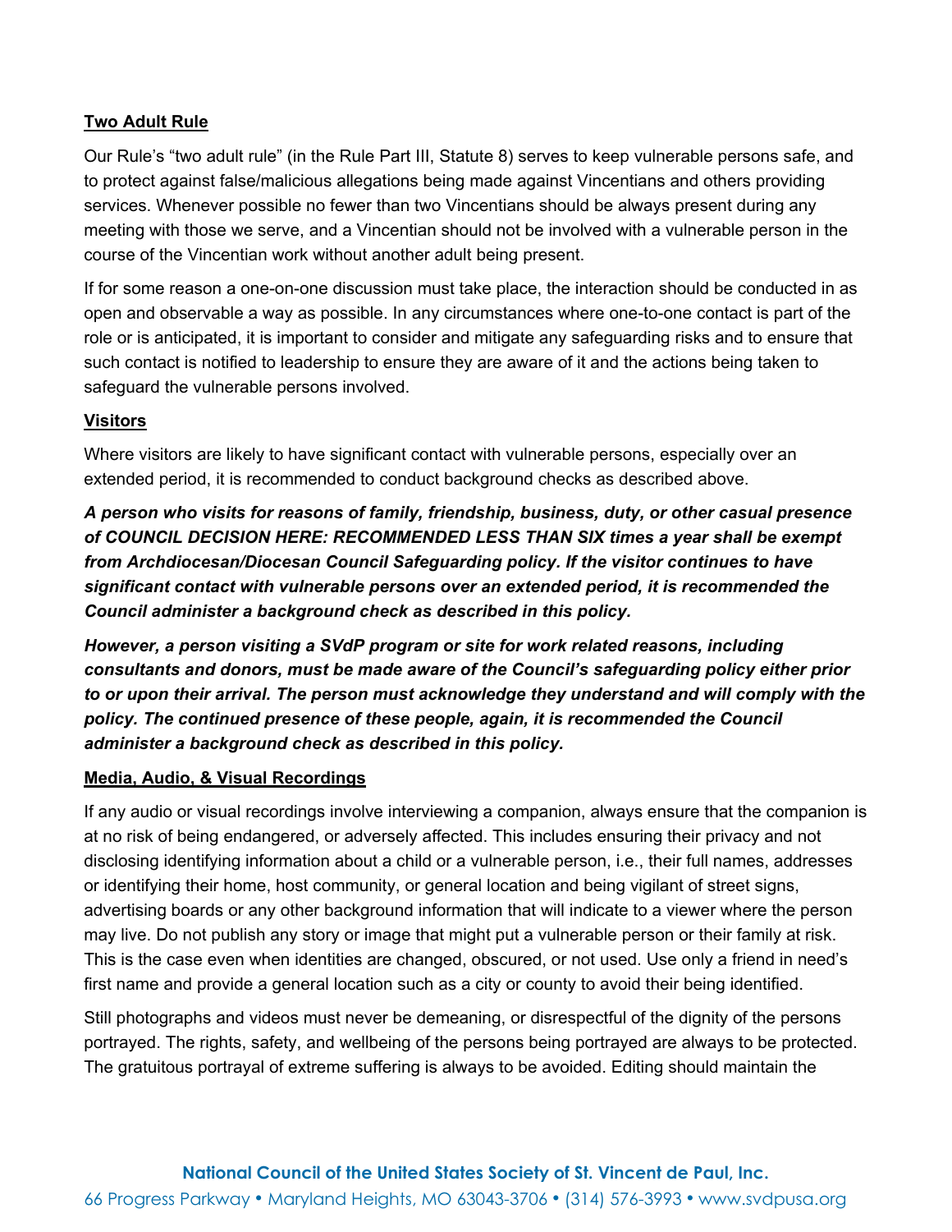**Two Adult Rule**

Our Rule's "two adult rule" (in the Rule Part III, Statute 8) serves to keep vulnerable persons safe, and to protect against false/malicious allegations being made against Vincentians and others providing services. Whenever possible no fewer than two Vincentians should be always present during any meeting with those we serve, and a Vincentian should not be involved with a vulnerable person in the course of the Vincentian work without another adult being present.

If for some reason a one-on-one discussion must take place, the interaction should be conducted in as open and observable a way as possible. In any circumstances where one-to-one contact is part of the role or is anticipated, it is important to consider and mitigate any safeguarding risks and to ensure that such contact is notified to leadership to ensure they are aware of it and the actions being taken to safeguard the vulnerable persons involved.

**Visitors**

Where visitors are likely to have significant contact with vulnerable persons, especially over an extended period, it is recommended to conduct background checks as described above.

***A person who visits for reasons of family, friendship, business, duty, or other casual presence of COUNCIL DECISION HERE: RECOMMENDED LESS THAN SIX times a year shall be exempt from Archdiocesan/Diocesan Council Safeguarding policy. If the visitor continues to have significant contact with vulnerable persons over an extended period, it is recommended the Council administer a background check as described in this policy.***

***However, a person visiting a SVdP program or site for work related reasons, including consultants and donors, must be made aware of the Council's safeguarding policy either prior to or upon their arrival. The person must acknowledge they understand and will comply with the policy. The continued presence of these people, again, it is recommended the Council administer a background check as described in this policy.***

**Media, Audio, & Visual Recordings**

If any audio or visual recordings involve interviewing a companion, always ensure that the companion is at no risk of being endangered, or adversely affected. This includes ensuring their privacy and not disclosing identifying information about a child or a vulnerable person, i.e., their full names, addresses or identifying their home, host community, or general location and being vigilant of street signs, advertising boards or any other background information that will indicate to a viewer where the person may live. Do not publish any story or image that might put a vulnerable person or their family at risk. This is the case even when identities are changed, obscured, or not used. Use only a friend in need's first name and provide a general location such as a city or county to avoid their being identified.

Still photographs and videos must never be demeaning, or disrespectful of the dignity of the persons portrayed. The rights, safety, and wellbeing of the persons being portrayed are always to be protected. The gratuitous portrayal of extreme suffering is always to be avoided. Editing should maintain the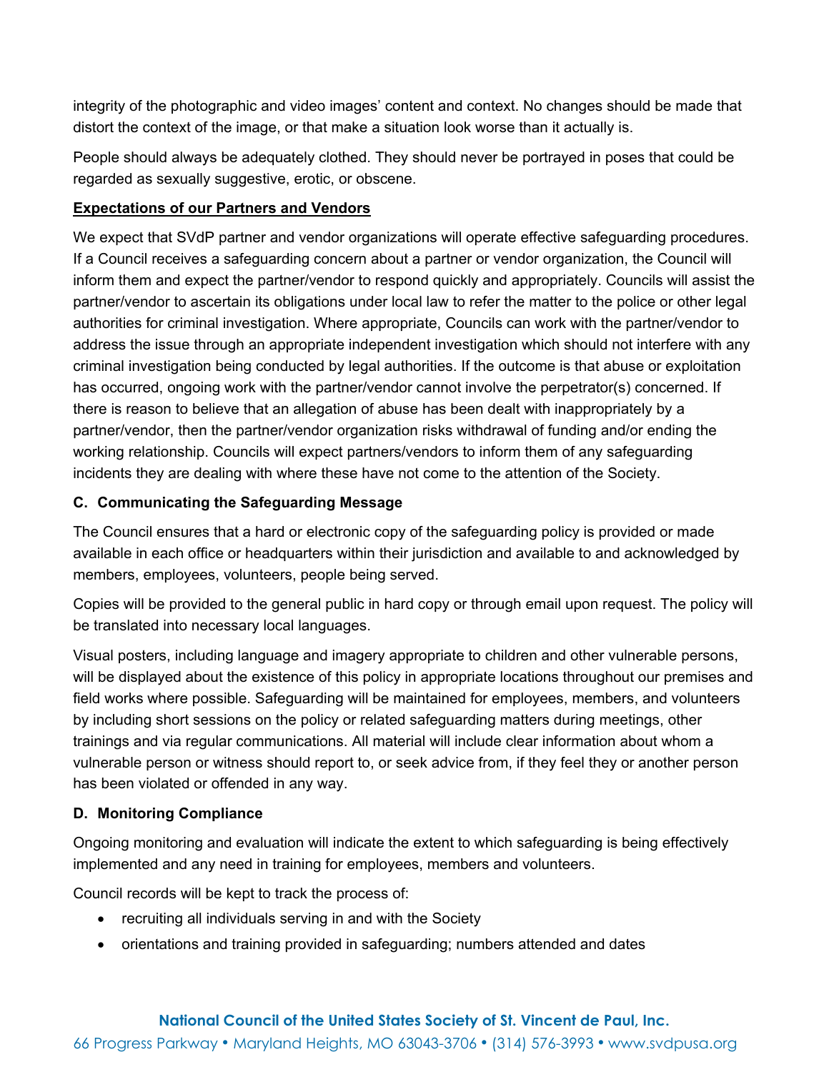integrity of the photographic and video images' content and context. No changes should be made that distort the context of the image, or that make a situation look worse than it actually is.

People should always be adequately clothed. They should never be portrayed in poses that could be regarded as sexually suggestive, erotic, or obscene.

**Expectations of our Partners and Vendors**

We expect that SVdP partner and vendor organizations will operate effective safeguarding procedures. If a Council receives a safeguarding concern about a partner or vendor organization, the Council will inform them and expect the partner/vendor to respond quickly and appropriately. Councils will assist the partner/vendor to ascertain its obligations under local law to refer the matter to the police or other legal authorities for criminal investigation. Where appropriate, Councils can work with the partner/vendor to address the issue through an appropriate independent investigation which should not interfere with any criminal investigation being conducted by legal authorities. If the outcome is that abuse or exploitation has occurred, ongoing work with the partner/vendor cannot involve the perpetrator(s) concerned. If there is reason to believe that an allegation of abuse has been dealt with inappropriately by a partner/vendor, then the partner/vendor organization risks withdrawal of funding and/or ending the working relationship. Councils will expect partners/vendors to inform them of any safeguarding incidents they are dealing with where these have not come to the attention of the Society.

### C. Communicating the Safeguarding Message

The Council ensures that a hard or electronic copy of the safeguarding policy is provided or made available in each office or headquarters within their jurisdiction and available to and acknowledged by members, employees, volunteers, people being served.

Copies will be provided to the general public in hard copy or through email upon request. The policy will be translated into necessary local languages.

Visual posters, including language and imagery appropriate to children and other vulnerable persons, will be displayed about the existence of this policy in appropriate locations throughout our premises and field works where possible. Safeguarding will be maintained for employees, members, and volunteers by including short sessions on the policy or related safeguarding matters during meetings, other trainings and via regular communications. All material will include clear information about whom a vulnerable person or witness should report to, or seek advice from, if they feel they or another person has been violated or offended in any way.

### D. Monitoring Compliance

Ongoing monitoring and evaluation will indicate the extent to which safeguarding is being effectively implemented and any need in training for employees, members and volunteers.

Council records will be kept to track the process of:

- recruiting all individuals serving in and with the Society
- orientations and training provided in safeguarding; numbers attended and dates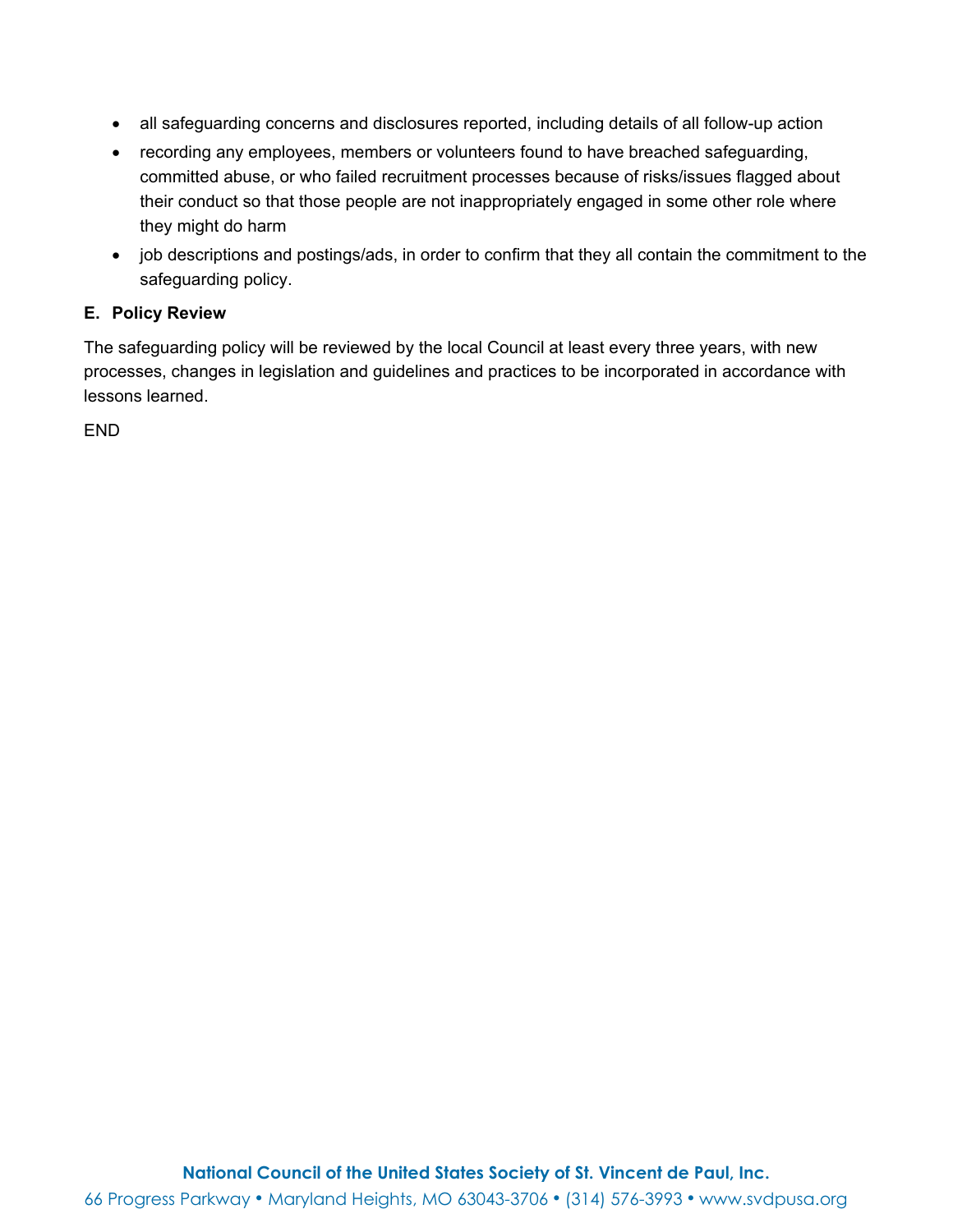- all safeguarding concerns and disclosures reported, including details of all follow-up action
- recording any employees, members or volunteers found to have breached safeguarding, committed abuse, or who failed recruitment processes because of risks/issues flagged about their conduct so that those people are not inappropriately engaged in some other role where they might do harm
- job descriptions and postings/ads, in order to confirm that they all contain the commitment to the safeguarding policy.

**E. Policy Review**

The safeguarding policy will be reviewed by the local Council at least every three years, with new processes, changes in legislation and guidelines and practices to be incorporated in accordance with lessons learned.

END